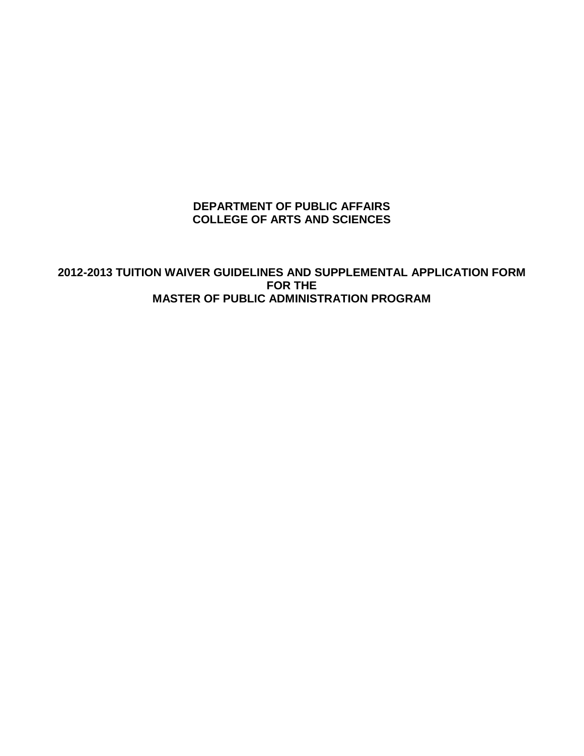# DEPARTMENT OF PUBLIC AFFAIRS
# COLLEGE OF ARTS AND SCIENCES

## 2012-2013 TUITION WAIVER GUIDELINES AND SUPPLEMENTAL APPLICATION FORM FOR THE MASTER OF PUBLIC ADMINISTRATION PROGRAM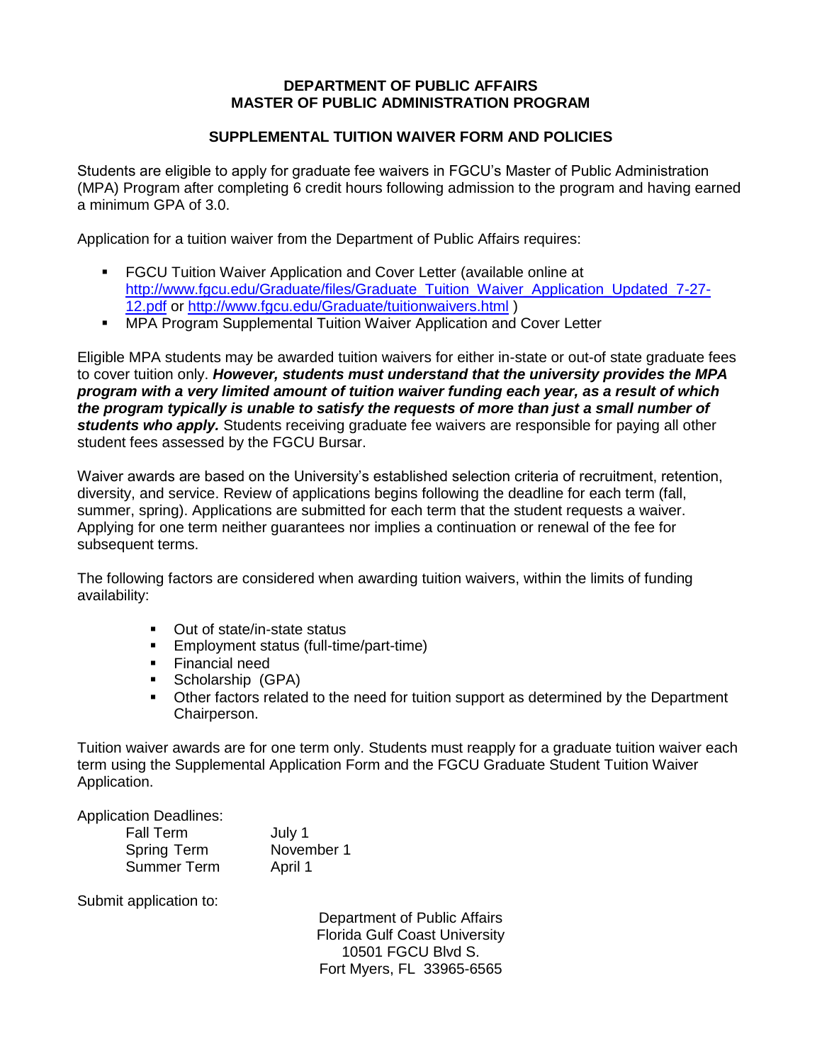**DEPARTMENT OF PUBLIC AFFAIRS**
**MASTER OF PUBLIC ADMINISTRATION PROGRAM**

**SUPPLEMENTAL TUITION WAIVER FORM AND POLICIES**

Students are eligible to apply for graduate fee waivers in FGCU's Master of Public Administration (MPA) Program after completing 6 credit hours following admission to the program and having earned a minimum GPA of 3.0.

Application for a tuition waiver from the Department of Public Affairs requires:

- FGCU Tuition Waiver Application and Cover Letter (available online at [http://www.fgcu.edu/Graduate/files/Graduate_Tuition_Waiver_Application_Updated_7-27-12.pdf](http://www.fgcu.edu/Graduate/files/Graduate_Tuition_Waiver_Application_Updated_7-27-12.pdf) or [http://www.fgcu.edu/Graduate/tuitionwaivers.html](http://www.fgcu.edu/Graduate/tuitionwaivers.html) )
- MPA Program Supplemental Tuition Waiver Application and Cover Letter

Eligible MPA students may be awarded tuition waivers for either in-state or out-of state graduate fees to cover tuition only. ***However, students must understand that the university provides the MPA program with a very limited amount of tuition waiver funding each year, as a result of which the program typically is unable to satisfy the requests of more than just a small number of students who apply.*** Students receiving graduate fee waivers are responsible for paying all other student fees assessed by the FGCU Bursar.

Waiver awards are based on the University's established selection criteria of recruitment, retention, diversity, and service. Review of applications begins following the deadline for each term (fall, summer, spring). Applications are submitted for each term that the student requests a waiver. Applying for one term neither guarantees nor implies a continuation or renewal of the fee for subsequent terms.

The following factors are considered when awarding tuition waivers, within the limits of funding availability:

- Out of state/in-state status
- Employment status (full-time/part-time)
- Financial need
- Scholarship (GPA)
- Other factors related to the need for tuition support as determined by the Department Chairperson.

Tuition waiver awards are for one term only. Students must reapply for a graduate tuition waiver each term using the Supplemental Application Form and the FGCU Graduate Student Tuition Waiver Application.

Application Deadlines:

| | |
|---|---|
| Fall Term | July 1 |
| Spring Term | November 1 |
| Summer Term | April 1 |

Submit application to:

Department of Public Affairs
Florida Gulf Coast University
10501 FGCU Blvd S.
Fort Myers, FL 33965-6565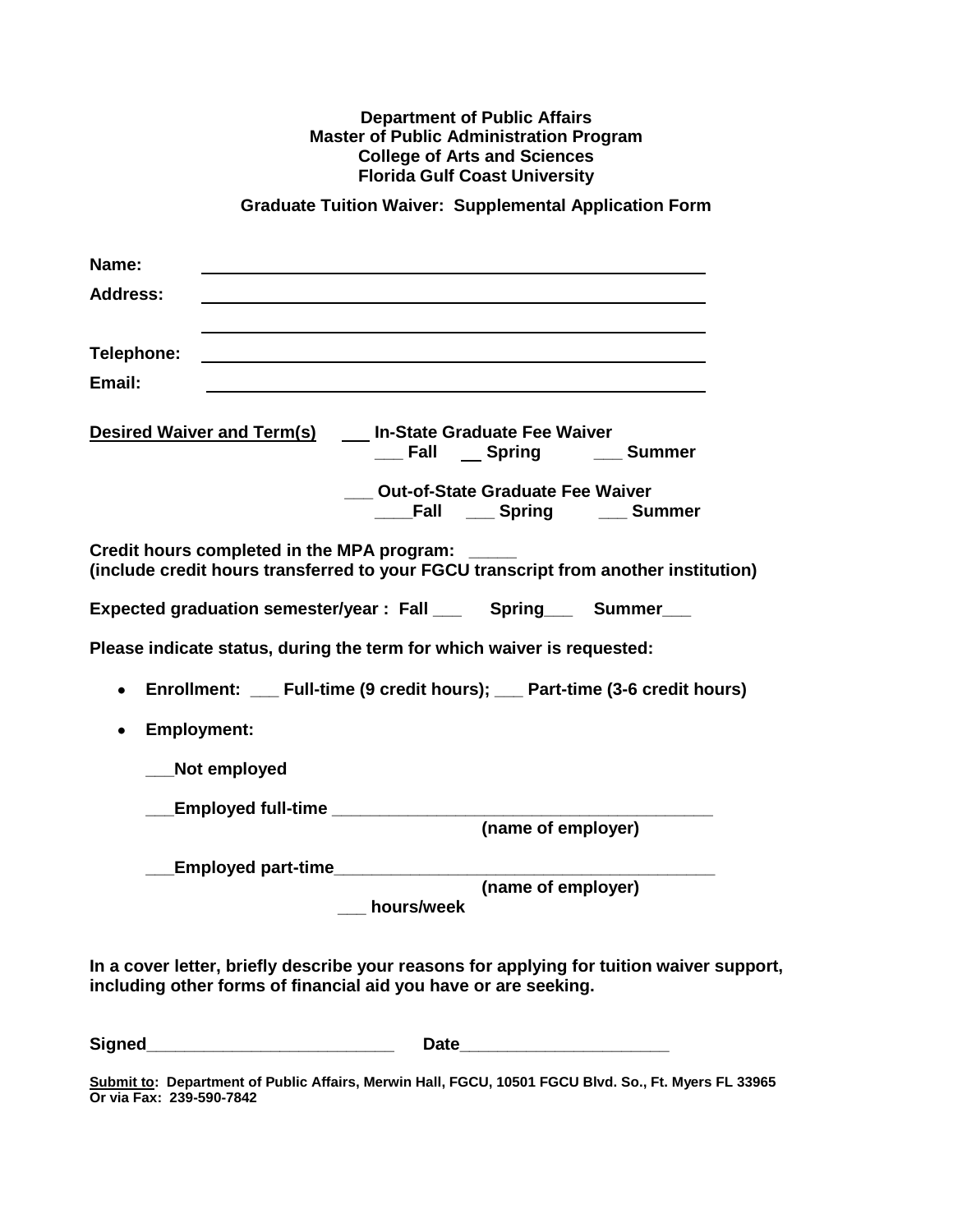**Department of Public Affairs**
**Master of Public Administration Program**
**College of Arts and Sciences**
**Florida Gulf Coast University**

**Graduate Tuition Waiver: Supplemental Application Form**

**Name:** ____________________________________________

**Address:** ____________________________________________

____________________________________________

**Telephone:** ____________________________________________

**Email:** ____________________________________________

**Desired Waiver and Term(s)** ___ **In-State Graduate Fee Waiver**
___ **Fall** ___ **Spring** ___ **Summer**

___ **Out-of-State Graduate Fee Waiver**
____**Fall** ___ **Spring** ___ **Summer**

**Credit hours completed in the MPA program:** _____
**(include credit hours transferred to your FGCU transcript from another institution)**

**Expected graduation semester/year : Fall** ___ **Spring**___ **Summer**___

**Please indicate status, during the term for which waiver is requested:**

- **Enrollment:** ___ **Full-time (9 credit hours);** ___ **Part-time (3-6 credit hours)**
- **Employment:**

  ___**Not employed**

  ___**Employed full-time** ________________________________________
  **(name of employer)**

  ___**Employed part-time**________________________________________
  **(name of employer)**
  ___ **hours/week**

**In a cover letter, briefly describe your reasons for applying for tuition waiver support, including other forms of financial aid you have or are seeking.**

**Signed**__________________________ **Date**______________________

**Submit to: Department of Public Affairs, Merwin Hall, FGCU, 10501 FGCU Blvd. So., Ft. Myers FL 33965**
**Or via Fax: 239-590-7842**